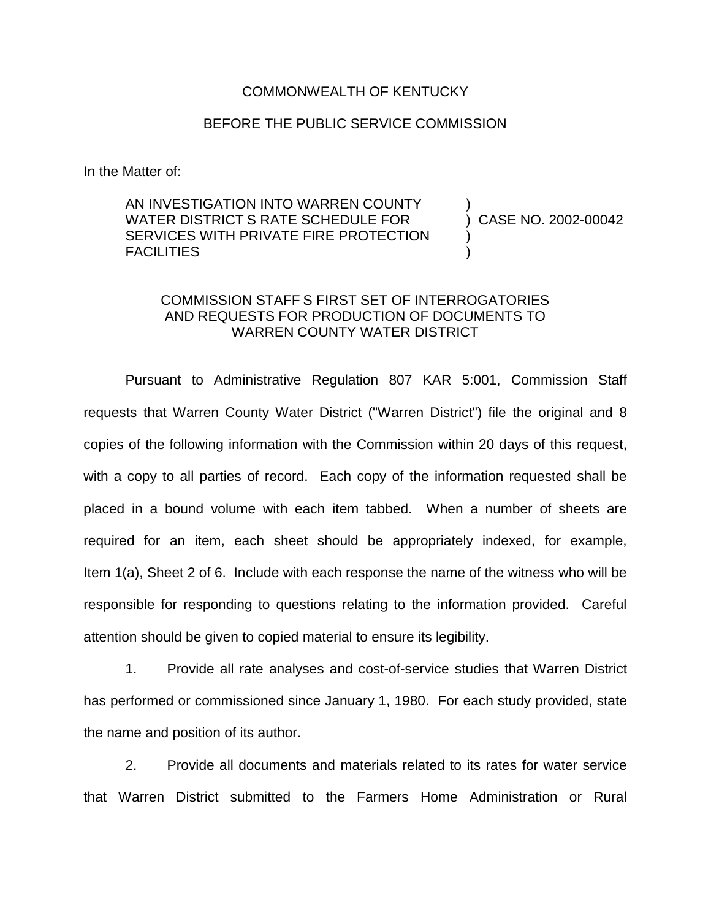COMMONWEALTH OF KENTUCKY

BEFORE THE PUBLIC SERVICE COMMISSION

In the Matter of:

| | |
|---|---|
| AN INVESTIGATION INTO WARREN COUNTY WATER DISTRICT S RATE SCHEDULE FOR SERVICES WITH PRIVATE FIRE PROTECTION FACILITIES | ) CASE NO. 2002-00042 |

<u>COMMISSION STAFF S FIRST SET OF INTERROGATORIES AND REQUESTS FOR PRODUCTION OF DOCUMENTS TO WARREN COUNTY WATER DISTRICT</u>

Pursuant to Administrative Regulation 807 KAR 5:001, Commission Staff requests that Warren County Water District ("Warren District") file the original and 8 copies of the following information with the Commission within 20 days of this request, with a copy to all parties of record. Each copy of the information requested shall be placed in a bound volume with each item tabbed. When a number of sheets are required for an item, each sheet should be appropriately indexed, for example, Item 1(a), Sheet 2 of 6. Include with each response the name of the witness who will be responsible for responding to questions relating to the information provided. Careful attention should be given to copied material to ensure its legibility.

1. Provide all rate analyses and cost-of-service studies that Warren District has performed or commissioned since January 1, 1980. For each study provided, state the name and position of its author.

2. Provide all documents and materials related to its rates for water service that Warren District submitted to the Farmers Home Administration or Rural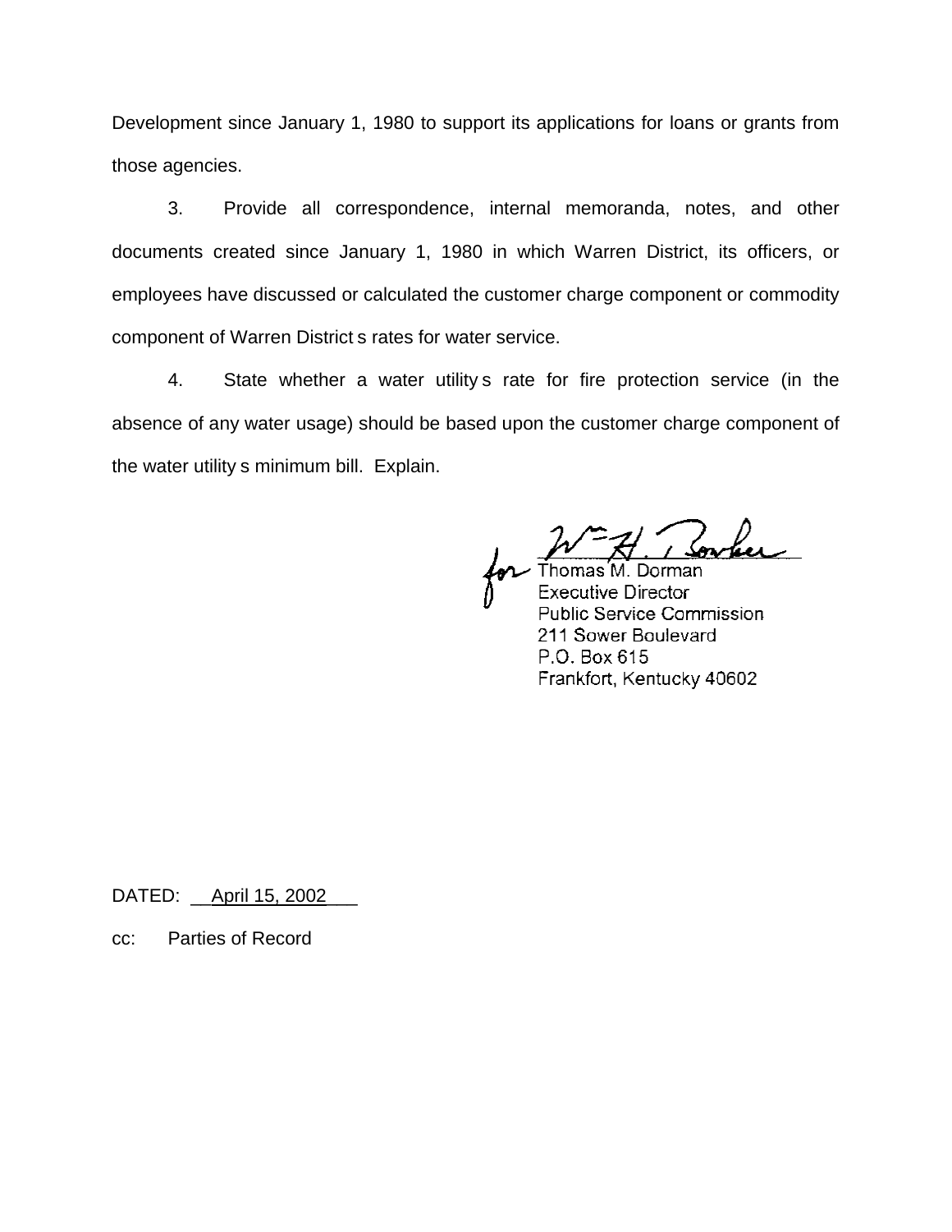Development since January 1, 1980 to support its applications for loans or grants from those agencies.

3. Provide all correspondence, internal memoranda, notes, and other documents created since January 1, 1980 in which Warren District, its officers, or employees have discussed or calculated the customer charge component or commodity component of Warren District s rates for water service.

4. State whether a water utility s rate for fire protection service (in the absence of any water usage) should be based upon the customer charge component of the water utility s minimum bill. Explain.

for Thomas M. Dorman
Executive Director
Public Service Commission
211 Sower Boulevard
P.O. Box 615
Frankfort, Kentucky 40602

DATED: April 15, 2002

cc: Parties of Record